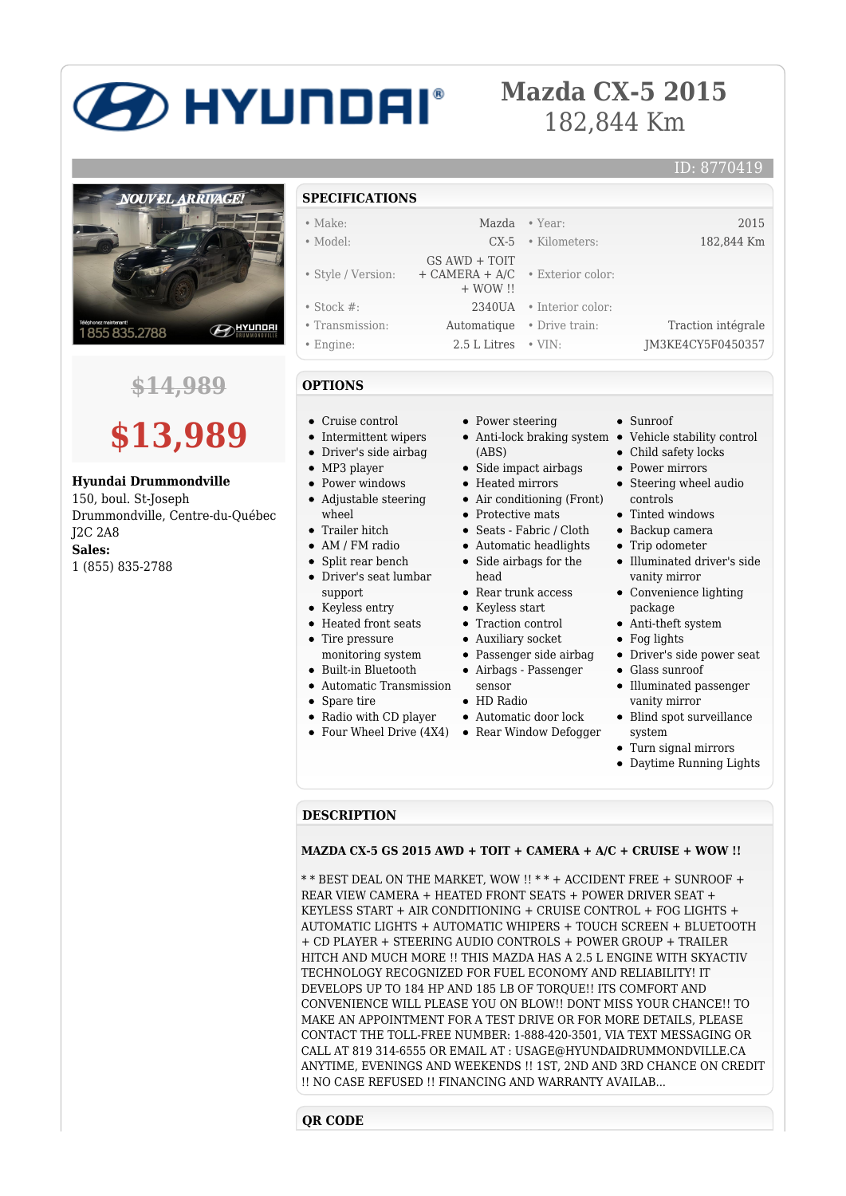# Mazda CX-5 2015

182,844 Km

ID: 8770419

~~$14,989~~

**$13,989**

**Hyundai Drummondville**
150, boul. St-Joseph
Drummondville, Centre-du-Québec
J2C 2A8
**Sales:**
1 (855) 835-2788

## SPECIFICATIONS

| | | | |
|---|---|---|---|
| Make: | Mazda | Year: | 2015 |
| Model: | CX-5 | Kilometers: | 182,844 Km |
| Style / Version: | GS AWD + TOIT + CAMERA + A/C + WOW !! | Exterior color: | |
| Stock #: | 2340UA | Interior color: | |
| Transmission: | Automatique | Drive train: | Traction intégrale |
| Engine: | 2.5 L Litres | VIN: | JM3KE4CY5F0450357 |

## OPTIONS

- Cruise control
- Intermittent wipers
- Driver's side airbag
- MP3 player
- Power windows
- Adjustable steering wheel
- Trailer hitch
- AM / FM radio
- Split rear bench
- Driver's seat lumbar support
- Keyless entry
- Heated front seats
- Tire pressure monitoring system
- Built-in Bluetooth
- Automatic Transmission
- Spare tire
- Radio with CD player
- Four Wheel Drive (4X4)
- Power steering
- Anti-lock braking system (ABS)
- Side impact airbags
- Heated mirrors
- Air conditioning (Front)
- Protective mats
- Seats - Fabric / Cloth
- Automatic headlights
- Side airbags for the head
- Rear trunk access
- Keyless start
- Traction control
- Auxiliary socket
- Passenger side airbag
- Airbags - Passenger sensor
- HD Radio
- Automatic door lock
- Rear Window Defogger
- Sunroof
- Vehicle stability control
- Child safety locks
- Power mirrors
- Steering wheel audio controls
- Tinted windows
- Backup camera
- Trip odometer
- Illuminated driver's side vanity mirror
- Convenience lighting package
- Anti-theft system
- Fog lights
- Driver's side power seat
- Glass sunroof
- Illuminated passenger vanity mirror
- Blind spot surveillance system
- Turn signal mirrors
- Daytime Running Lights

## DESCRIPTION

**MAZDA CX-5 GS 2015 AWD + TOIT + CAMERA + A/C + CRUISE + WOW !!**

* * BEST DEAL ON THE MARKET, WOW !! * * + ACCIDENT FREE + SUNROOF + REAR VIEW CAMERA + HEATED FRONT SEATS + POWER DRIVER SEAT + KEYLESS START + AIR CONDITIONING + CRUISE CONTROL + FOG LIGHTS + AUTOMATIC LIGHTS + AUTOMATIC WHIPERS + TOUCH SCREEN + BLUETOOTH + CD PLAYER + STEERING AUDIO CONTROLS + POWER GROUP + TRAILER HITCH AND MUCH MORE !! THIS MAZDA HAS A 2.5 L ENGINE WITH SKYACTIV TECHNOLOGY RECOGNIZED FOR FUEL ECONOMY AND RELIABILITY! IT DEVELOPS UP TO 184 HP AND 185 LB OF TORQUE!! ITS COMFORT AND CONVENIENCE WILL PLEASE YOU ON BLOW!! DONT MISS YOUR CHANCE!! TO MAKE AN APPOINTMENT FOR A TEST DRIVE OR FOR MORE DETAILS, PLEASE CONTACT THE TOLL-FREE NUMBER: 1-888-420-3501, VIA TEXT MESSAGING OR CALL AT 819 314-6555 OR EMAIL AT : USAGE@HYUNDAIDRUMMONDVILLE.CA ANYTIME, EVENINGS AND WEEKENDS !! 1ST, 2ND AND 3RD CHANCE ON CREDIT !! NO CASE REFUSED !! FINANCING AND WARRANTY AVAILAB...

## QR CODE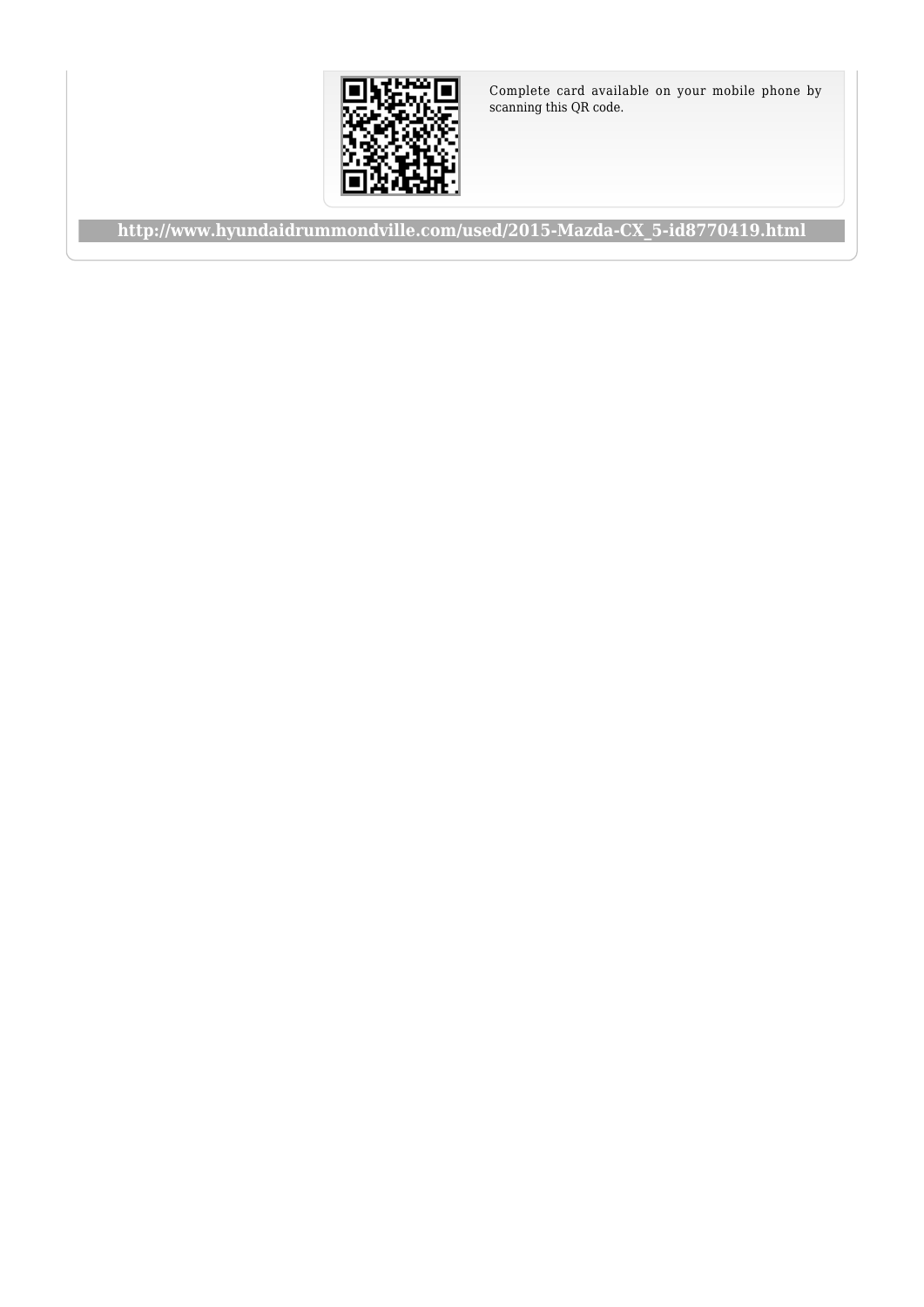Complete card available on your mobile phone by scanning this QR code.

**http://www.hyundaidrummondville.com/used/2015-Mazda-CX_5-id8770419.html**